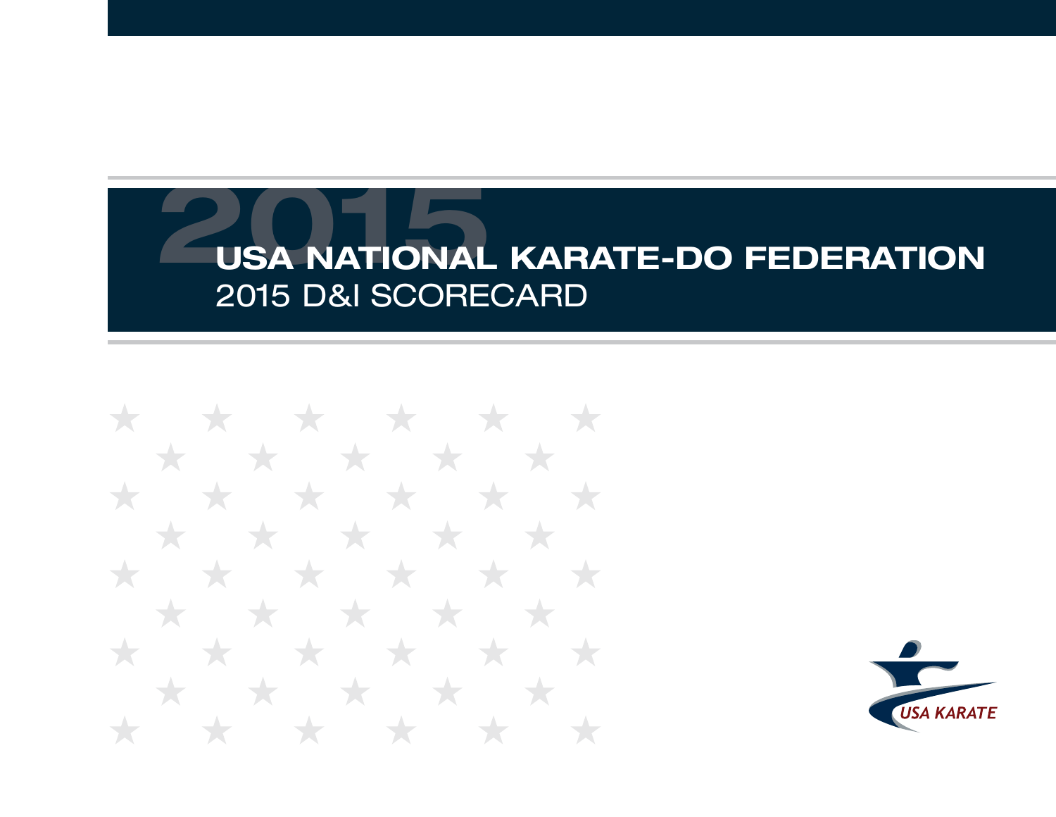# USA NATIONAL KARATE-DO FEDERATION

## 2015 D&I SCORECARD

USA KARATE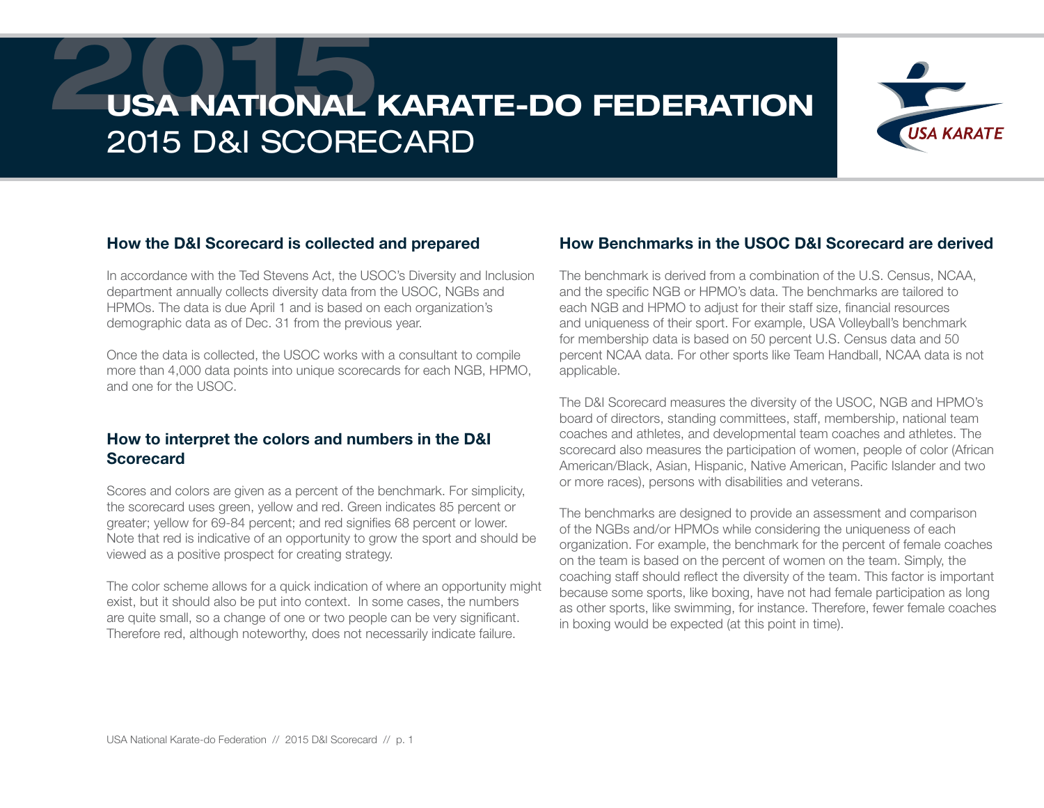# USA NATIONAL KARATE-DO FEDERATION
## 2015 D&I SCORECARD

### How the D&I Scorecard is collected and prepared

In accordance with the Ted Stevens Act, the USOC's Diversity and Inclusion department annually collects diversity data from the USOC, NGBs and HPMOs. The data is due April 1 and is based on each organization's demographic data as of Dec. 31 from the previous year.

Once the data is collected, the USOC works with a consultant to compile more than 4,000 data points into unique scorecards for each NGB, HPMO, and one for the USOC.

### How to interpret the colors and numbers in the D&I Scorecard

Scores and colors are given as a percent of the benchmark. For simplicity, the scorecard uses green, yellow and red. Green indicates 85 percent or greater; yellow for 69-84 percent; and red signifies 68 percent or lower. Note that red is indicative of an opportunity to grow the sport and should be viewed as a positive prospect for creating strategy.

The color scheme allows for a quick indication of where an opportunity might exist, but it should also be put into context. In some cases, the numbers are quite small, so a change of one or two people can be very significant. Therefore red, although noteworthy, does not necessarily indicate failure.

### How Benchmarks in the USOC D&I Scorecard are derived

The benchmark is derived from a combination of the U.S. Census, NCAA, and the specific NGB or HPMO's data. The benchmarks are tailored to each NGB and HPMO to adjust for their staff size, financial resources and uniqueness of their sport. For example, USA Volleyball's benchmark for membership data is based on 50 percent U.S. Census data and 50 percent NCAA data. For other sports like Team Handball, NCAA data is not applicable.

The D&I Scorecard measures the diversity of the USOC, NGB and HPMO's board of directors, standing committees, staff, membership, national team coaches and athletes, and developmental team coaches and athletes. The scorecard also measures the participation of women, people of color (African American/Black, Asian, Hispanic, Native American, Pacific Islander and two or more races), persons with disabilities and veterans.

The benchmarks are designed to provide an assessment and comparison of the NGBs and/or HPMOs while considering the uniqueness of each organization. For example, the benchmark for the percent of female coaches on the team is based on the percent of women on the team. Simply, the coaching staff should reflect the diversity of the team. This factor is important because some sports, like boxing, have not had female participation as long as other sports, like swimming, for instance. Therefore, fewer female coaches in boxing would be expected (at this point in time).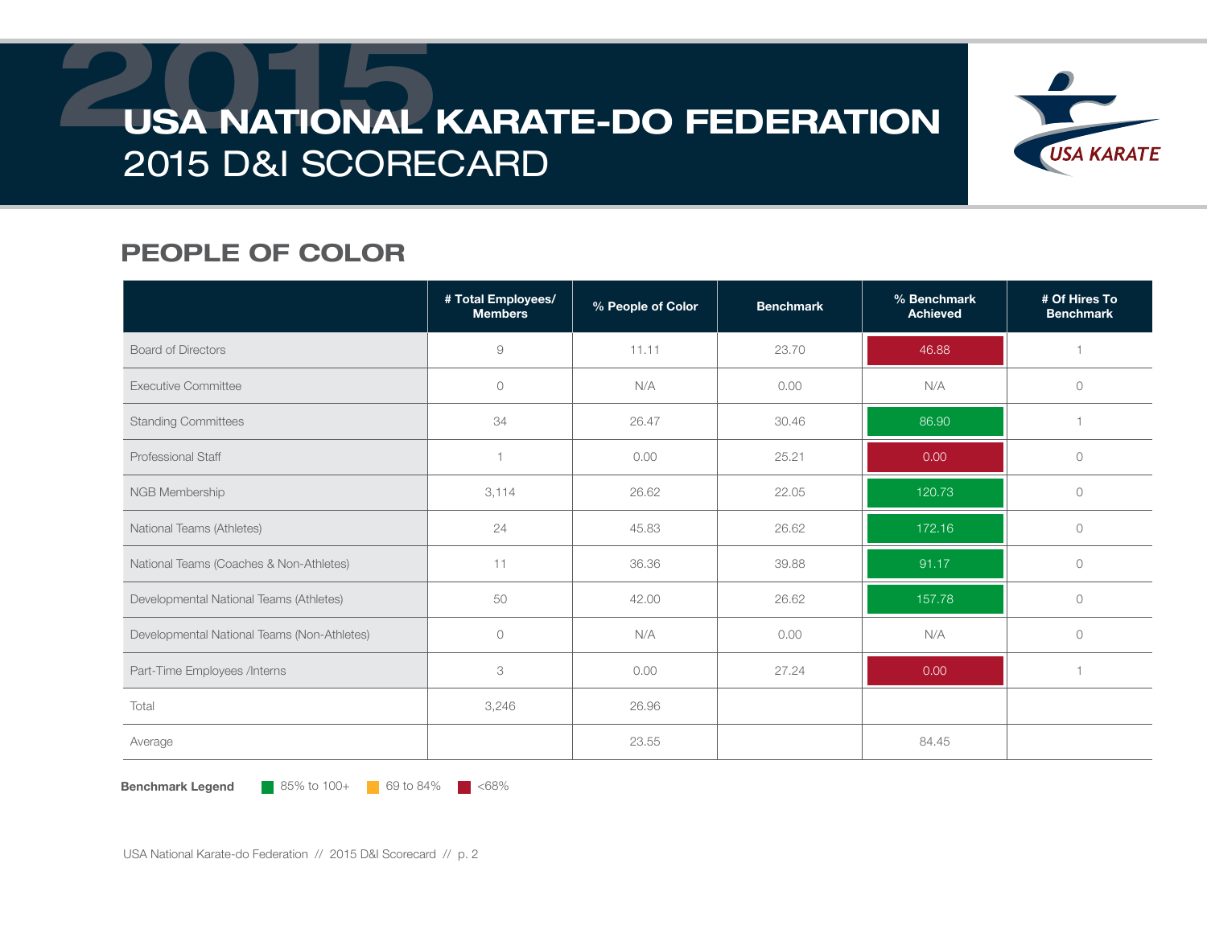# USA NATIONAL KARATE-DO FEDERATION
## 2015 D&I SCORECARD

## PEOPLE OF COLOR

| | # Total Employees/ Members | % People of Color | Benchmark | % Benchmark Achieved | # Of Hires To Benchmark |
|---|---|---|---|---|---|
| Board of Directors | 9 | 11.11 | 23.70 | 46.88 | 1 |
| Executive Committee | 0 | N/A | 0.00 | N/A | 0 |
| Standing Committees | 34 | 26.47 | 30.46 | 86.90 | 1 |
| Professional Staff | 1 | 0.00 | 25.21 | 0.00 | 0 |
| NGB Membership | 3,114 | 26.62 | 22.05 | 120.73 | 0 |
| National Teams (Athletes) | 24 | 45.83 | 26.62 | 172.16 | 0 |
| National Teams (Coaches & Non-Athletes) | 11 | 36.36 | 39.88 | 91.17 | 0 |
| Developmental National Teams (Athletes) | 50 | 42.00 | 26.62 | 157.78 | 0 |
| Developmental National Teams (Non-Athletes) | 0 | N/A | 0.00 | N/A | 0 |
| Part-Time Employees /Interns | 3 | 0.00 | 27.24 | 0.00 | 1 |
| Total | 3,246 | 26.96 | | | |
| Average | | 23.55 | | 84.45 | |

**Benchmark Legend** 85% to 100+ | 69 to 84% | <68%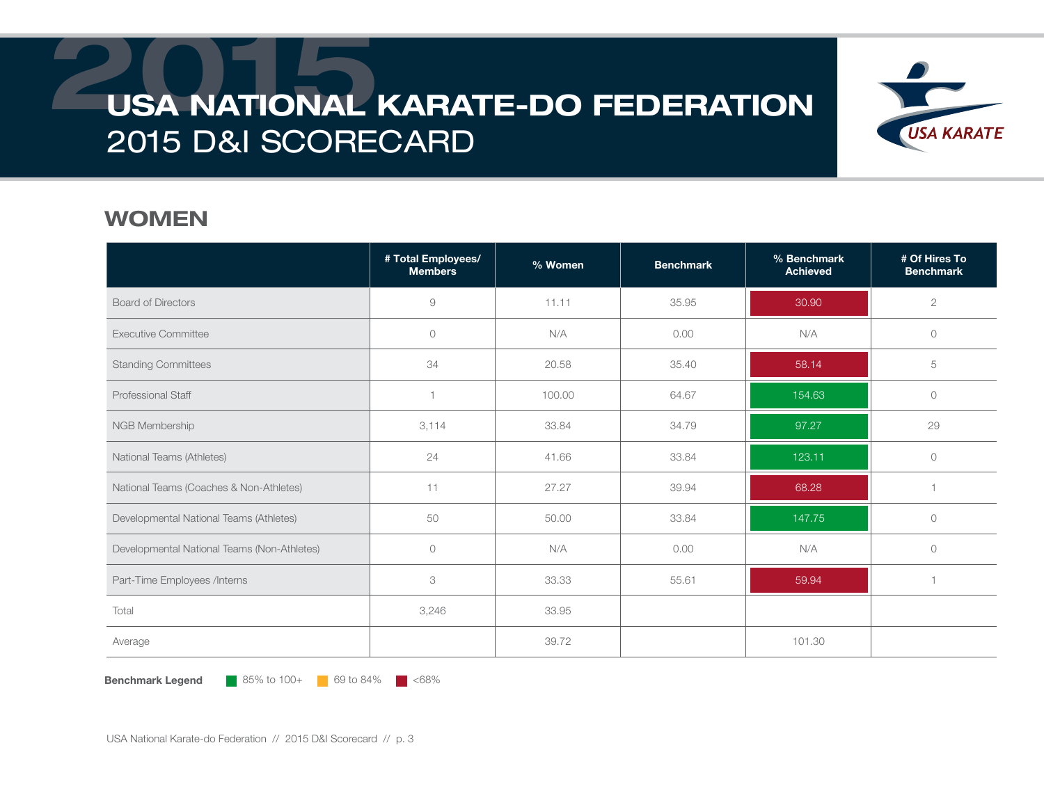# USA NATIONAL KARATE-DO FEDERATION
## 2015 D&I SCORECARD

## WOMEN

| | # Total Employees/ Members | % Women | Benchmark | % Benchmark Achieved | # Of Hires To Benchmark |
|---|---|---|---|---|---|
| Board of Directors | 9 | 11.11 | 35.95 | 30.90 | 2 |
| Executive Committee | 0 | N/A | 0.00 | N/A | 0 |
| Standing Committees | 34 | 20.58 | 35.40 | 58.14 | 5 |
| Professional Staff | 1 | 100.00 | 64.67 | 154.63 | 0 |
| NGB Membership | 3,114 | 33.84 | 34.79 | 97.27 | 29 |
| National Teams (Athletes) | 24 | 41.66 | 33.84 | 123.11 | 0 |
| National Teams (Coaches & Non-Athletes) | 11 | 27.27 | 39.94 | 68.28 | 1 |
| Developmental National Teams (Athletes) | 50 | 50.00 | 33.84 | 147.75 | 0 |
| Developmental National Teams (Non-Athletes) | 0 | N/A | 0.00 | N/A | 0 |
| Part-Time Employees /Interns | 3 | 33.33 | 55.61 | 59.94 | 1 |
| Total | 3,246 | 33.95 | | | |
| Average | | 39.72 | | 101.30 | |

**Benchmark Legend** 85% to 100+ 69 to 84% <68%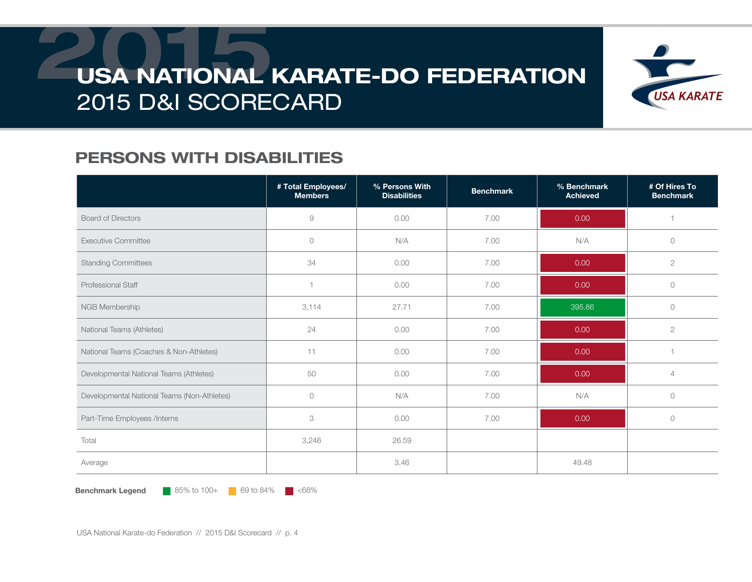# USA NATIONAL KARATE-DO FEDERATION
## 2015 D&I SCORECARD

## PERSONS WITH DISABILITIES

| | # Total Employees/ Members | % Persons With Disabilities | Benchmark | % Benchmark Achieved | # Of Hires To Benchmark |
|---|---|---|---|---|---|
| Board of Directors | 9 | 0.00 | 7.00 | 0.00 | 1 |
| Executive Committee | 0 | N/A | 7.00 | N/A | 0 |
| Standing Committees | 34 | 0.00 | 7.00 | 0.00 | 2 |
| Professional Staff | 1 | 0.00 | 7.00 | 0.00 | 0 |
| NGB Membership | 3,114 | 27.71 | 7.00 | 395.86 | 0 |
| National Teams (Athletes) | 24 | 0.00 | 7.00 | 0.00 | 2 |
| National Teams (Coaches & Non-Athletes) | 11 | 0.00 | 7.00 | 0.00 | 1 |
| Developmental National Teams (Athletes) | 50 | 0.00 | 7.00 | 0.00 | 4 |
| Developmental National Teams (Non-Athletes) | 0 | N/A | 7.00 | N/A | 0 |
| Part-Time Employees /Interns | 3 | 0.00 | 7.00 | 0.00 | 0 |
| Total | 3,246 | 26.59 | | | |
| Average | | 3.46 | | 49.48 | |

**Benchmark Legend** 85% to 100+ 69 to 84% <68%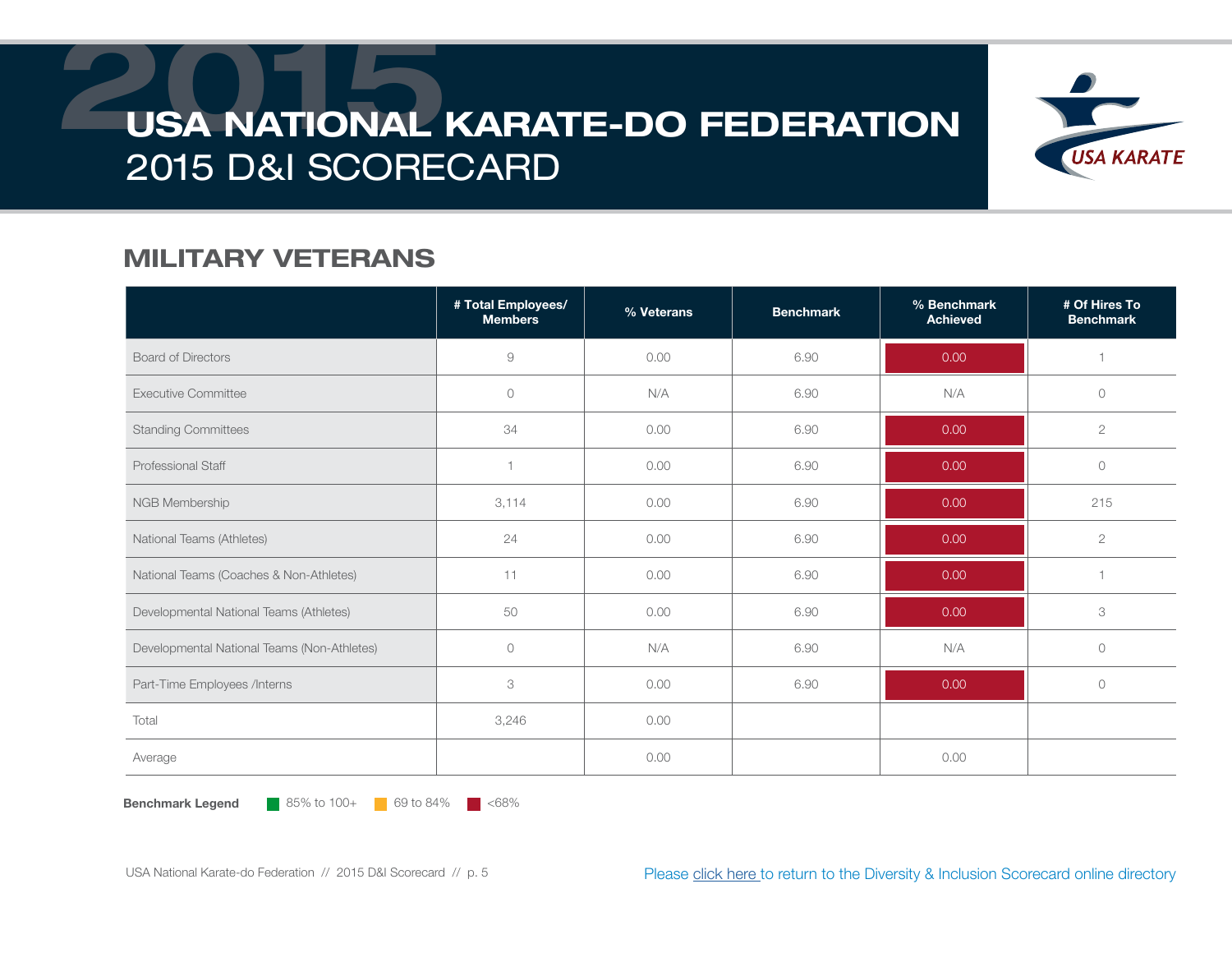# USA NATIONAL KARATE-DO FEDERATION
## 2015 D&I SCORECARD

## MILITARY VETERANS

| | # Total Employees/ Members | % Veterans | Benchmark | % Benchmark Achieved | # Of Hires To Benchmark |
|---|---|---|---|---|---|
| Board of Directors | 9 | 0.00 | 6.90 | 0.00 | 1 |
| Executive Committee | 0 | N/A | 6.90 | N/A | 0 |
| Standing Committees | 34 | 0.00 | 6.90 | 0.00 | 2 |
| Professional Staff | 1 | 0.00 | 6.90 | 0.00 | 0 |
| NGB Membership | 3,114 | 0.00 | 6.90 | 0.00 | 215 |
| National Teams (Athletes) | 24 | 0.00 | 6.90 | 0.00 | 2 |
| National Teams (Coaches & Non-Athletes) | 11 | 0.00 | 6.90 | 0.00 | 1 |
| Developmental National Teams (Athletes) | 50 | 0.00 | 6.90 | 0.00 | 3 |
| Developmental National Teams (Non-Athletes) | 0 | N/A | 6.90 | N/A | 0 |
| Part-Time Employees /Interns | 3 | 0.00 | 6.90 | 0.00 | 0 |
| Total | 3,246 | 0.00 | | | |
| Average | | 0.00 | | 0.00 | |

**Benchmark Legend** 85% to 100+ 69 to 84% <68%

Please click here to return to the Diversity & Inclusion Scorecard online directory